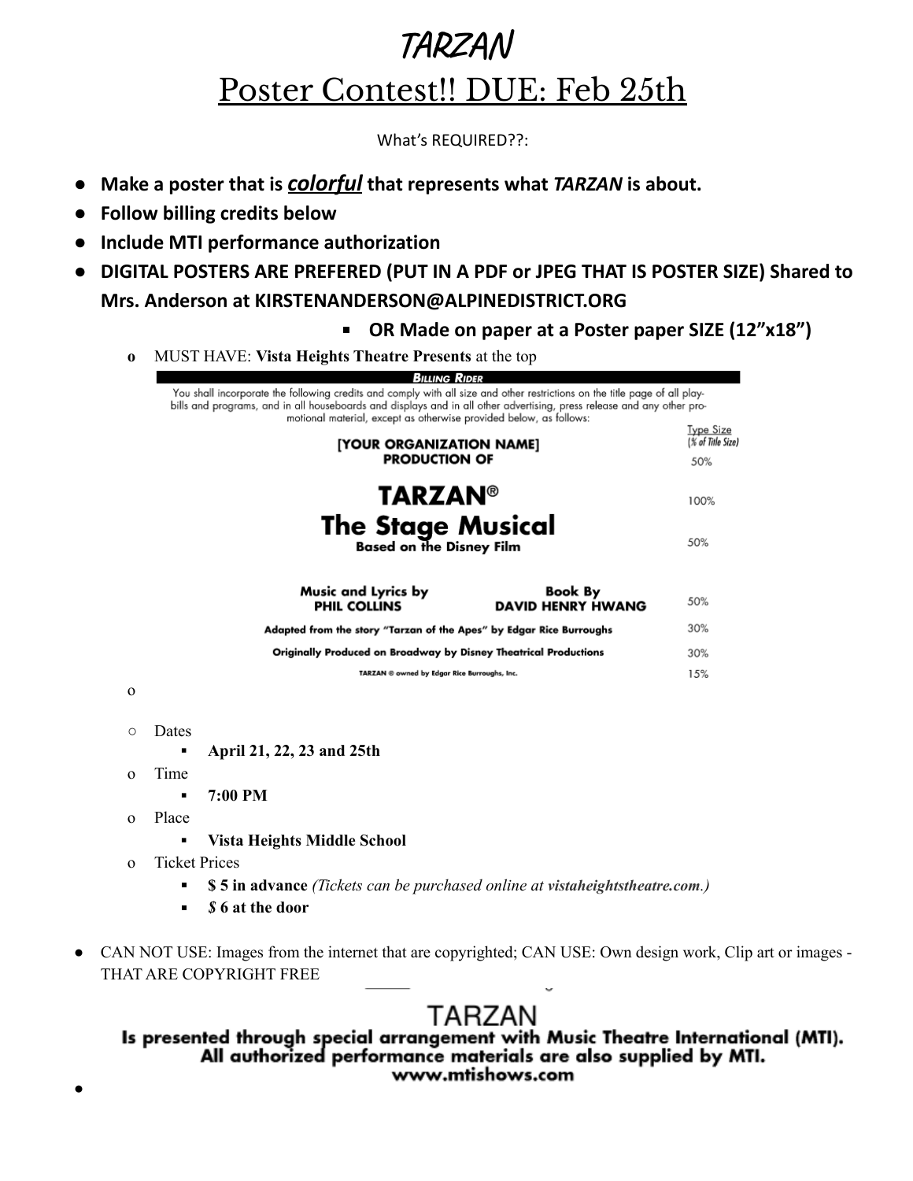# *TARZAN*

## Poster Contest!! DUE: Feb 25th

What's REQUIRED??:

- **Make a poster that is *colorful* that represents what *TARZAN* is about.**
- **Follow billing credits below**
- **Include MTI performance authorization**
- **DIGITAL POSTERS ARE PREFERED (PUT IN A PDF or JPEG THAT IS POSTER SIZE) Shared to Mrs. Anderson at KIRSTENANDERSON@ALPINEDISTRICT.ORG**
  - **OR Made on paper at a Poster paper SIZE (12"x18")**
  - MUST HAVE: **Vista Heights Theatre Presents** at the top

**BILLING RIDER**

You shall incorporate the following credits and comply with all size and other restrictions on the title page of all playbills and programs, and in all houseboards and displays and in all other advertising, press release and any other promotional material, except as otherwise provided below, as follows:

| Credit | Type Size (% of Title Size) |
|---|---|
| **[YOUR ORGANIZATION NAME] PRODUCTION OF** | 50% |
| **TARZAN®** | 100% |
| **The Stage Musical** **Based on the Disney Film** | 50% |
| **Music and Lyrics by PHIL COLLINS** — **Book By DAVID HENRY HWANG** | 50% |
| **Adapted from the story "Tarzan of the Apes" by Edgar Rice Burroughs** | 30% |
| **Originally Produced on Broadway by Disney Theatrical Productions** | 30% |
| TARZAN ® owned by Edgar Rice Burroughs, Inc. | 15% |

- Dates
  - **April 21, 22, 23 and 25th**
- Time
  - **7:00 PM**
- Place
  - **Vista Heights Middle School**
- Ticket Prices
  - **$ 5 in advance** *(Tickets can be purchased online at **vistaheightstheatre.com**.)*
  - ***$* 6 at the door**

- CAN NOT USE: Images from the internet that are copyrighted; CAN USE: Own design work, Clip art or images - THAT ARE COPYRIGHT FREE

TARZAN
**Is presented through special arrangement with Music Theatre International (MTI).
All authorized performance materials are also supplied by MTI.
www.mtishows.com**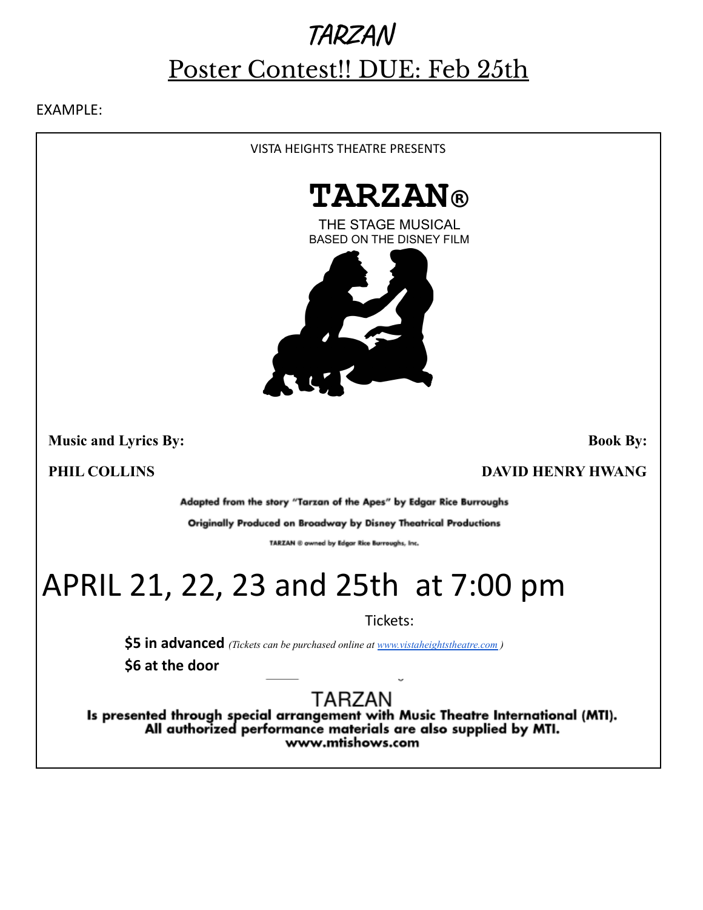# TARZAN

## Poster Contest!! DUE: Feb 25th

EXAMPLE:

VISTA HEIGHTS THEATRE PRESENTS

# TARZAN®

THE STAGE MUSICAL
BASED ON THE DISNEY FILM

**Music and Lyrics By:**

**PHIL COLLINS**

**Book By:**

**DAVID HENRY HWANG**

**Adapted from the story "Tarzan of the Apes" by Edgar Rice Burroughs**

**Originally Produced on Broadway by Disney Theatrical Productions**

**TARZAN ® owned by Edgar Rice Burroughs, Inc.**

# APRIL 21, 22, 23 and 25th at 7:00 pm

Tickets:

**$5 in advanced** *(Tickets can be purchased online at [www.vistaheightstheatre.com](www.vistaheightstheatre.com) )*

**$6 at the door**

TARZAN
**Is presented through special arrangement with Music Theatre International (MTI).
All authorized performance materials are also supplied by MTI.
www.mtishows.com**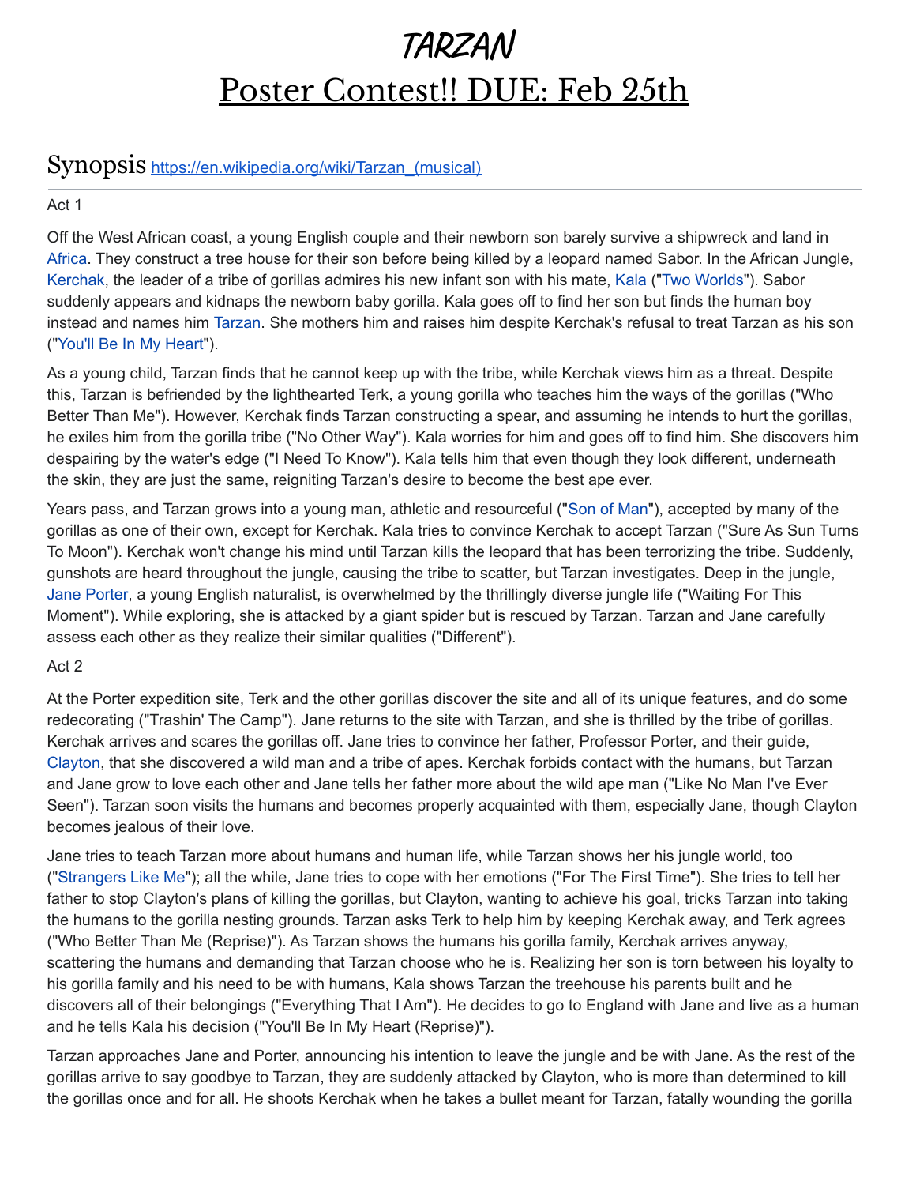# TARZAN

# Poster Contest!! DUE: Feb 25th

## Synopsis [https://en.wikipedia.org/wiki/Tarzan_(musical)](https://en.wikipedia.org/wiki/Tarzan_(musical))

Act 1

Off the West African coast, a young English couple and their newborn son barely survive a shipwreck and land in Africa. They construct a tree house for their son before being killed by a leopard named Sabor. In the African Jungle, Kerchak, the leader of a tribe of gorillas admires his new infant son with his mate, Kala ("Two Worlds"). Sabor suddenly appears and kidnaps the newborn baby gorilla. Kala goes off to find her son but finds the human boy instead and names him Tarzan. She mothers him and raises him despite Kerchak's refusal to treat Tarzan as his son ("You'll Be In My Heart").

As a young child, Tarzan finds that he cannot keep up with the tribe, while Kerchak views him as a threat. Despite this, Tarzan is befriended by the lighthearted Terk, a young gorilla who teaches him the ways of the gorillas ("Who Better Than Me"). However, Kerchak finds Tarzan constructing a spear, and assuming he intends to hurt the gorillas, he exiles him from the gorilla tribe ("No Other Way"). Kala worries for him and goes off to find him. She discovers him despairing by the water's edge ("I Need To Know"). Kala tells him that even though they look different, underneath the skin, they are just the same, reigniting Tarzan's desire to become the best ape ever.

Years pass, and Tarzan grows into a young man, athletic and resourceful ("Son of Man"), accepted by many of the gorillas as one of their own, except for Kerchak. Kala tries to convince Kerchak to accept Tarzan ("Sure As Sun Turns To Moon"). Kerchak won't change his mind until Tarzan kills the leopard that has been terrorizing the tribe. Suddenly, gunshots are heard throughout the jungle, causing the tribe to scatter, but Tarzan investigates. Deep in the jungle, Jane Porter, a young English naturalist, is overwhelmed by the thrillingly diverse jungle life ("Waiting For This Moment"). While exploring, she is attacked by a giant spider but is rescued by Tarzan. Tarzan and Jane carefully assess each other as they realize their similar qualities ("Different").

Act 2

At the Porter expedition site, Terk and the other gorillas discover the site and all of its unique features, and do some redecorating ("Trashin' The Camp"). Jane returns to the site with Tarzan, and she is thrilled by the tribe of gorillas. Kerchak arrives and scares the gorillas off. Jane tries to convince her father, Professor Porter, and their guide, Clayton, that she discovered a wild man and a tribe of apes. Kerchak forbids contact with the humans, but Tarzan and Jane grow to love each other and Jane tells her father more about the wild ape man ("Like No Man I've Ever Seen"). Tarzan soon visits the humans and becomes properly acquainted with them, especially Jane, though Clayton becomes jealous of their love.

Jane tries to teach Tarzan more about humans and human life, while Tarzan shows her his jungle world, too ("Strangers Like Me"); all the while, Jane tries to cope with her emotions ("For The First Time"). She tries to tell her father to stop Clayton's plans of killing the gorillas, but Clayton, wanting to achieve his goal, tricks Tarzan into taking the humans to the gorilla nesting grounds. Tarzan asks Terk to help him by keeping Kerchak away, and Terk agrees ("Who Better Than Me (Reprise)"). As Tarzan shows the humans his gorilla family, Kerchak arrives anyway, scattering the humans and demanding that Tarzan choose who he is. Realizing her son is torn between his loyalty to his gorilla family and his need to be with humans, Kala shows Tarzan the treehouse his parents built and he discovers all of their belongings ("Everything That I Am"). He decides to go to England with Jane and live as a human and he tells Kala his decision ("You'll Be In My Heart (Reprise)").

Tarzan approaches Jane and Porter, announcing his intention to leave the jungle and be with Jane. As the rest of the gorillas arrive to say goodbye to Tarzan, they are suddenly attacked by Clayton, who is more than determined to kill the gorillas once and for all. He shoots Kerchak when he takes a bullet meant for Tarzan, fatally wounding the gorilla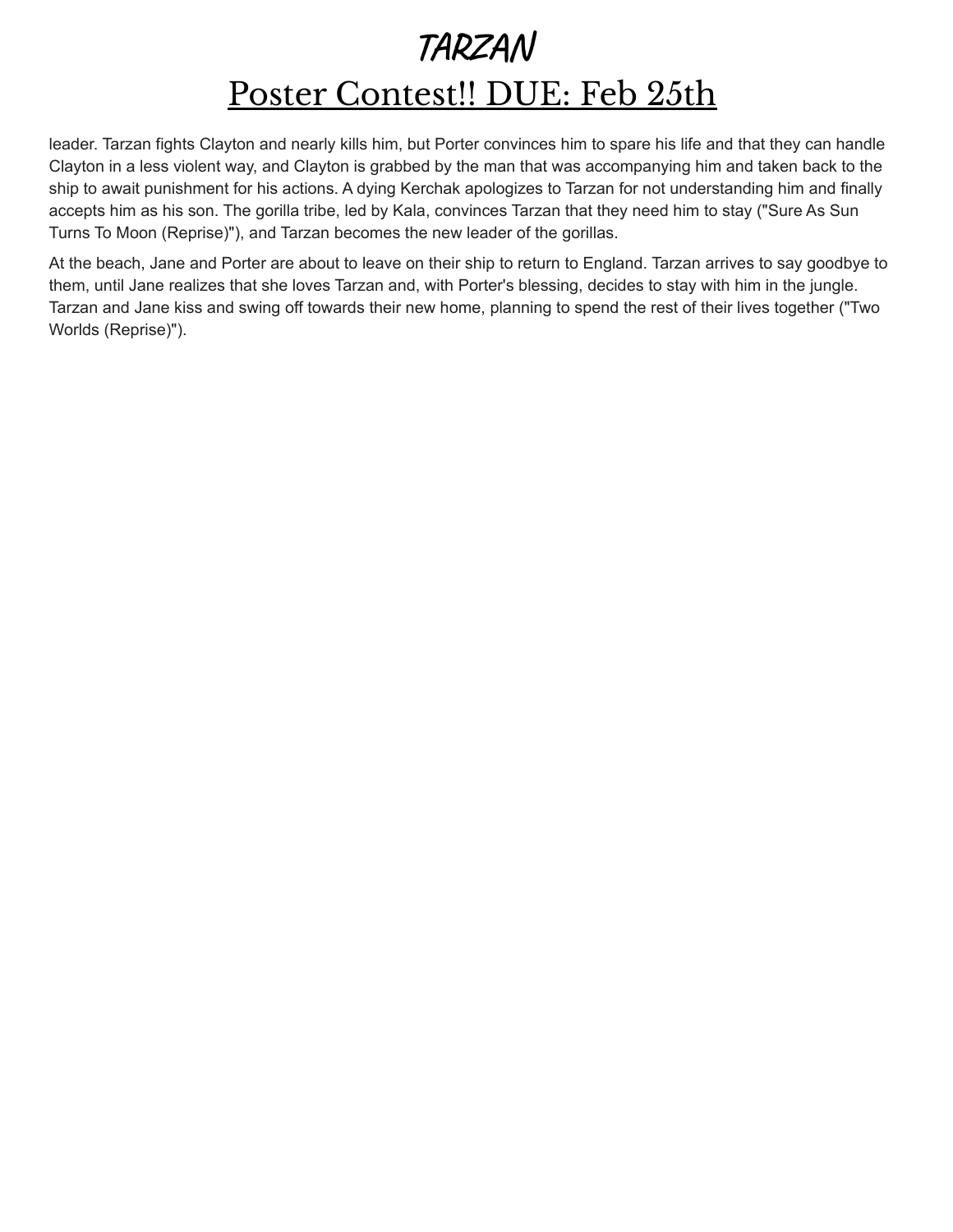leader. Tarzan fights Clayton and nearly kills him, but Porter convinces him to spare his life and that they can handle Clayton in a less violent way, and Clayton is grabbed by the man that was accompanying him and taken back to the ship to await punishment for his actions. A dying Kerchak apologizes to Tarzan for not understanding him and finally accepts him as his son. The gorilla tribe, led by Kala, convinces Tarzan that they need him to stay ("Sure As Sun Turns To Moon (Reprise)"), and Tarzan becomes the new leader of the gorillas.

At the beach, Jane and Porter are about to leave on their ship to return to England. Tarzan arrives to say goodbye to them, until Jane realizes that she loves Tarzan and, with Porter's blessing, decides to stay with him in the jungle. Tarzan and Jane kiss and swing off towards their new home, planning to spend the rest of their lives together ("Two Worlds (Reprise)").